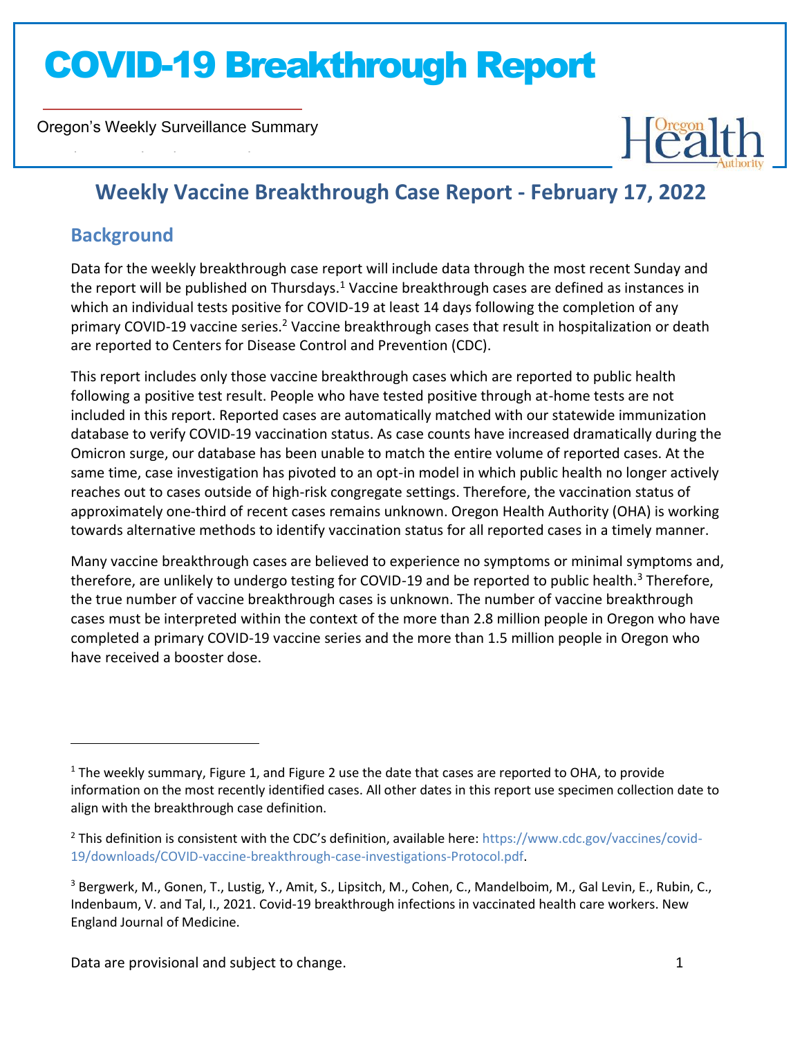# COVID-19 Breakthrough Report

Oregon's Weekly Surveillance Summary

## Weekly Vaccine Breakthrough Case Report - February 17, 2022

### Background

Data for the weekly breakthrough case report will include data through the most recent Sunday and the report will be published on Thursdays.[1] Vaccine breakthrough cases are defined as instances in which an individual tests positive for COVID-19 at least 14 days following the completion of any primary COVID-19 vaccine series.[2] Vaccine breakthrough cases that result in hospitalization or death are reported to Centers for Disease Control and Prevention (CDC).

This report includes only those vaccine breakthrough cases which are reported to public health following a positive test result. People who have tested positive through at-home tests are not included in this report. Reported cases are automatically matched with our statewide immunization database to verify COVID-19 vaccination status. As case counts have increased dramatically during the Omicron surge, our database has been unable to match the entire volume of reported cases. At the same time, case investigation has pivoted to an opt-in model in which public health no longer actively reaches out to cases outside of high-risk congregate settings. Therefore, the vaccination status of approximately one-third of recent cases remains unknown. Oregon Health Authority (OHA) is working towards alternative methods to identify vaccination status for all reported cases in a timely manner.

Many vaccine breakthrough cases are believed to experience no symptoms or minimal symptoms and, therefore, are unlikely to undergo testing for COVID-19 and be reported to public health.[3] Therefore, the true number of vaccine breakthrough cases is unknown. The number of vaccine breakthrough cases must be interpreted within the context of the more than 2.8 million people in Oregon who have completed a primary COVID-19 vaccine series and the more than 1.5 million people in Oregon who have received a booster dose.

---

[1] The weekly summary, Figure 1, and Figure 2 use the date that cases are reported to OHA, to provide information on the most recently identified cases. All other dates in this report use specimen collection date to align with the breakthrough case definition.

[2] This definition is consistent with the CDC's definition, available here: https://www.cdc.gov/vaccines/covid-19/downloads/COVID-vaccine-breakthrough-case-investigations-Protocol.pdf.

[3] Bergwerk, M., Gonen, T., Lustig, Y., Amit, S., Lipsitch, M., Cohen, C., Mandelboim, M., Gal Levin, E., Rubin, C., Indenbaum, V. and Tal, I., 2021. Covid-19 breakthrough infections in vaccinated health care workers. New England Journal of Medicine.

Data are provisional and subject to change.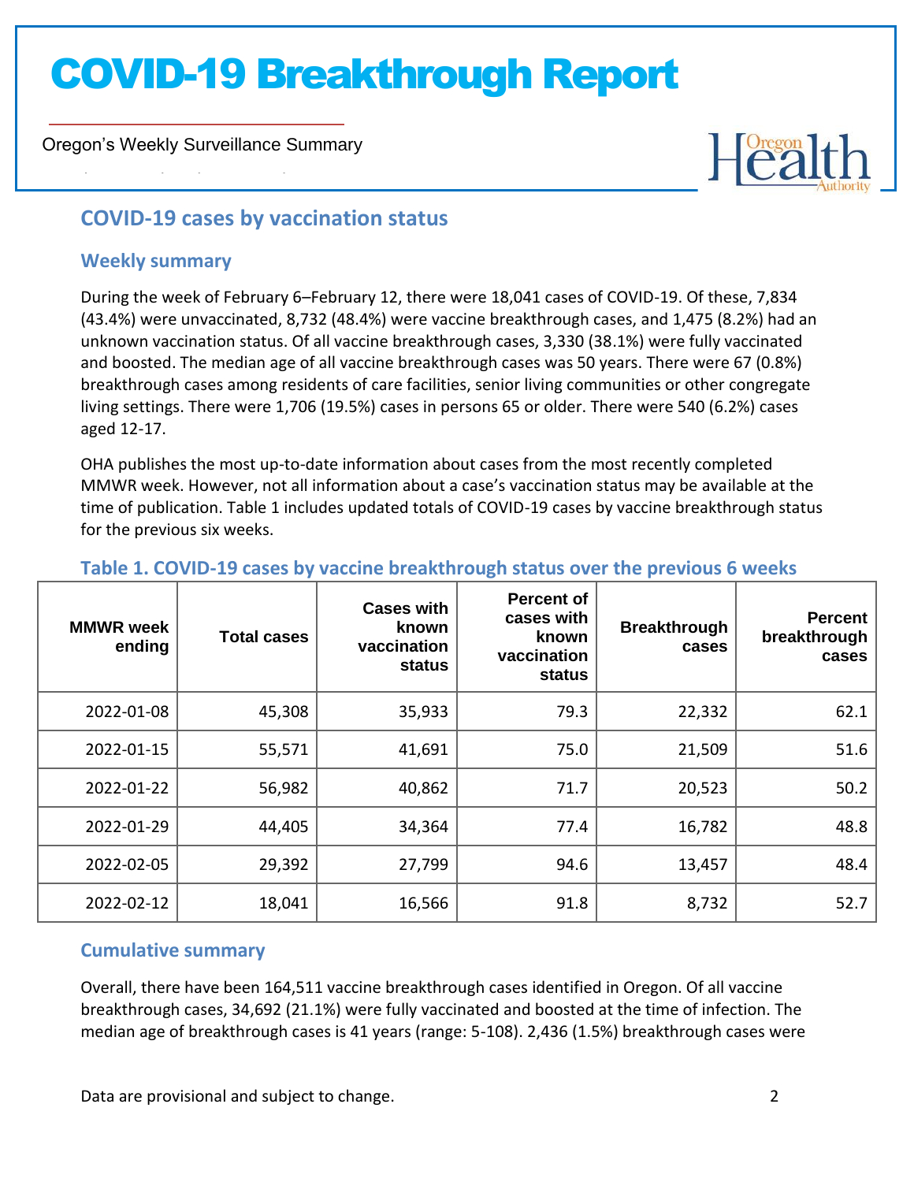## COVID-19 cases by vaccination status

### Weekly summary

During the week of February 6–February 12, there were 18,041 cases of COVID-19. Of these, 7,834 (43.4%) were unvaccinated, 8,732 (48.4%) were vaccine breakthrough cases, and 1,475 (8.2%) had an unknown vaccination status. Of all vaccine breakthrough cases, 3,330 (38.1%) were fully vaccinated and boosted. The median age of all vaccine breakthrough cases was 50 years. There were 67 (0.8%) breakthrough cases among residents of care facilities, senior living communities or other congregate living settings. There were 1,706 (19.5%) cases in persons 65 or older. There were 540 (6.2%) cases aged 12-17.

OHA publishes the most up-to-date information about cases from the most recently completed MMWR week. However, not all information about a case's vaccination status may be available at the time of publication. Table 1 includes updated totals of COVID-19 cases by vaccine breakthrough status for the previous six weeks.

**Table 1. COVID-19 cases by vaccine breakthrough status over the previous 6 weeks**

| MMWR week ending | Total cases | Cases with known vaccination status | Percent of cases with known vaccination status | Breakthrough cases | Percent breakthrough cases |
|---|---|---|---|---|---|
| 2022-01-08 | 45,308 | 35,933 | 79.3 | 22,332 | 62.1 |
| 2022-01-15 | 55,571 | 41,691 | 75.0 | 21,509 | 51.6 |
| 2022-01-22 | 56,982 | 40,862 | 71.7 | 20,523 | 50.2 |
| 2022-01-29 | 44,405 | 34,364 | 77.4 | 16,782 | 48.8 |
| 2022-02-05 | 29,392 | 27,799 | 94.6 | 13,457 | 48.4 |
| 2022-02-12 | 18,041 | 16,566 | 91.8 | 8,732 | 52.7 |

### Cumulative summary

Overall, there have been 164,511 vaccine breakthrough cases identified in Oregon. Of all vaccine breakthrough cases, 34,692 (21.1%) were fully vaccinated and boosted at the time of infection. The median age of breakthrough cases is 41 years (range: 5-108). 2,436 (1.5%) breakthrough cases were

Data are provisional and subject to change.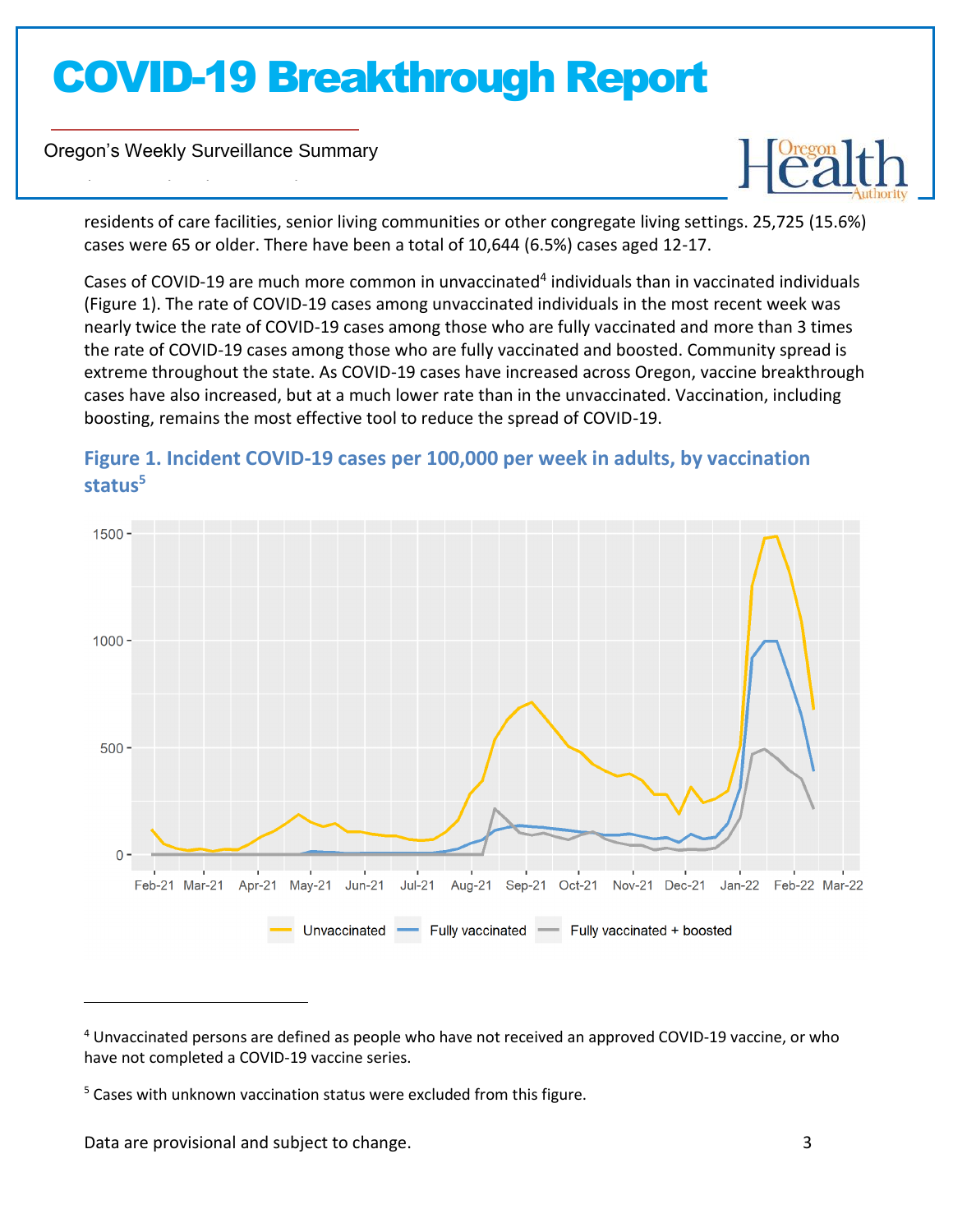residents of care facilities, senior living communities or other congregate living settings. 25,725 (15.6%) cases were 65 or older. There have been a total of 10,644 (6.5%) cases aged 12-17.

Cases of COVID-19 are much more common in unvaccinated[4] individuals than in vaccinated individuals (Figure 1). The rate of COVID-19 cases among unvaccinated individuals in the most recent week was nearly twice the rate of COVID-19 cases among those who are fully vaccinated and more than 3 times the rate of COVID-19 cases among those who are fully vaccinated and boosted. Community spread is extreme throughout the state. As COVID-19 cases have increased across Oregon, vaccine breakthrough cases have also increased, but at a much lower rate than in the unvaccinated. Vaccination, including boosting, remains the most effective tool to reduce the spread of COVID-19.

### Figure 1. Incident COVID-19 cases per 100,000 per week in adults, by vaccination status[5]

[4] Unvaccinated persons are defined as people who have not received an approved COVID-19 vaccine, or who have not completed a COVID-19 vaccine series.

[5] Cases with unknown vaccination status were excluded from this figure.

Data are provisional and subject to change.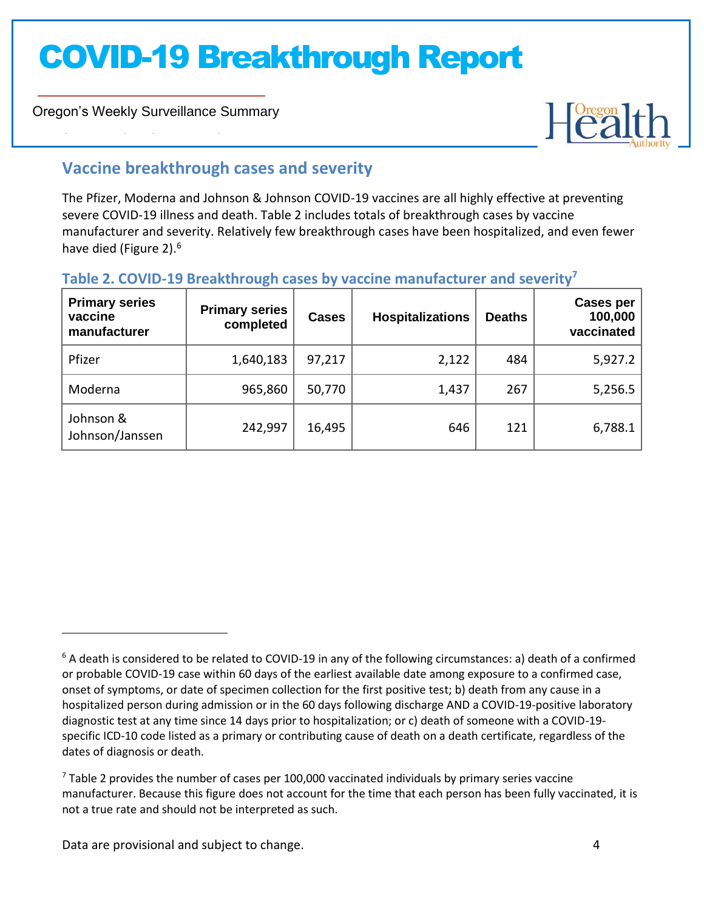## Vaccine breakthrough cases and severity

The Pfizer, Moderna and Johnson & Johnson COVID-19 vaccines are all highly effective at preventing severe COVID-19 illness and death. Table 2 includes totals of breakthrough cases by vaccine manufacturer and severity. Relatively few breakthrough cases have been hospitalized, and even fewer have died (Figure 2).[6]

### Table 2. COVID-19 Breakthrough cases by vaccine manufacturer and severity[7]

| Primary series vaccine manufacturer | Primary series completed | Cases | Hospitalizations | Deaths | Cases per 100,000 vaccinated |
|---|---|---|---|---|---|
| Pfizer | 1,640,183 | 97,217 | 2,122 | 484 | 5,927.2 |
| Moderna | 965,860 | 50,770 | 1,437 | 267 | 5,256.5 |
| Johnson & Johnson/Janssen | 242,997 | 16,495 | 646 | 121 | 6,788.1 |

[6] A death is considered to be related to COVID-19 in any of the following circumstances: a) death of a confirmed or probable COVID-19 case within 60 days of the earliest available date among exposure to a confirmed case, onset of symptoms, or date of specimen collection for the first positive test; b) death from any cause in a hospitalized person during admission or in the 60 days following discharge AND a COVID-19-positive laboratory diagnostic test at any time since 14 days prior to hospitalization; or c) death of someone with a COVID-19-specific ICD-10 code listed as a primary or contributing cause of death on a death certificate, regardless of the dates of diagnosis or death.

[7] Table 2 provides the number of cases per 100,000 vaccinated individuals by primary series vaccine manufacturer. Because this figure does not account for the time that each person has been fully vaccinated, it is not a true rate and should not be interpreted as such.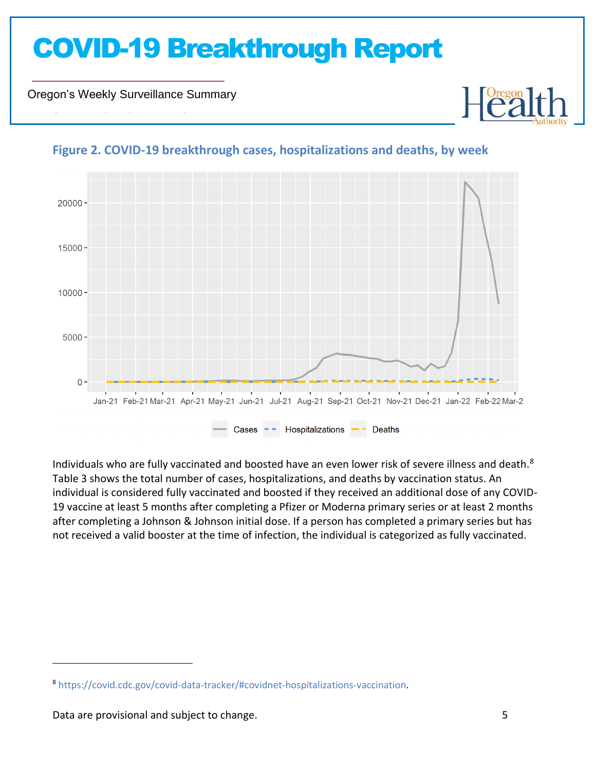### Figure 2. COVID-19 breakthrough cases, hospitalizations and deaths, by week

Individuals who are fully vaccinated and boosted have an even lower risk of severe illness and death.[8] Table 3 shows the total number of cases, hospitalizations, and deaths by vaccination status. An individual is considered fully vaccinated and boosted if they received an additional dose of any COVID-19 vaccine at least 5 months after completing a Pfizer or Moderna primary series or at least 2 months after completing a Johnson & Johnson initial dose. If a person has completed a primary series but has not received a valid booster at the time of infection, the individual is categorized as fully vaccinated.

[8] https://covid.cdc.gov/covid-data-tracker/#covidnet-hospitalizations-vaccination.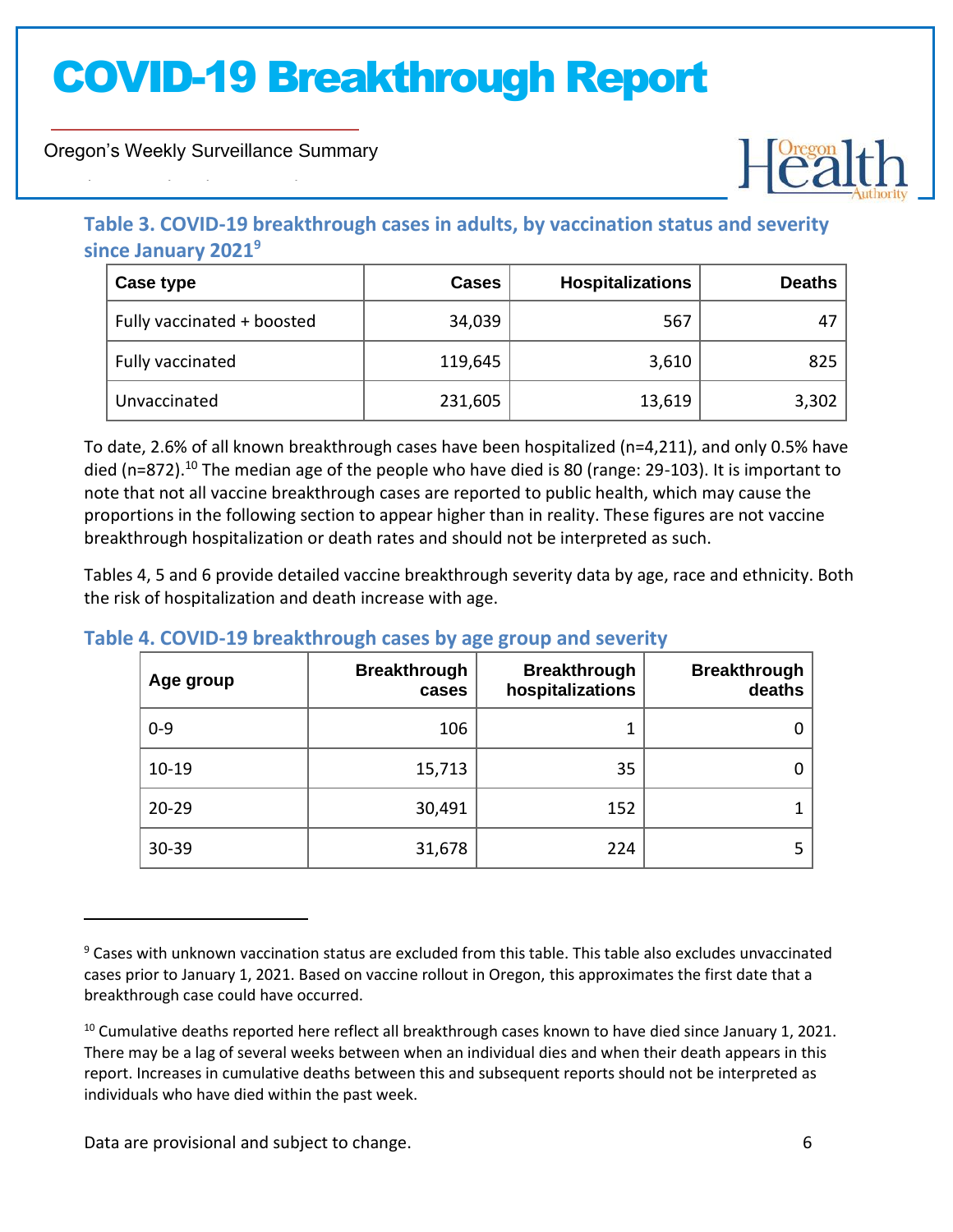### Table 3. COVID-19 breakthrough cases in adults, by vaccination status and severity since January 2021[9]

| Case type | Cases | Hospitalizations | Deaths |
|---|---|---|---|
| Fully vaccinated + boosted | 34,039 | 567 | 47 |
| Fully vaccinated | 119,645 | 3,610 | 825 |
| Unvaccinated | 231,605 | 13,619 | 3,302 |

To date, 2.6% of all known breakthrough cases have been hospitalized (n=4,211), and only 0.5% have died (n=872).[10] The median age of the people who have died is 80 (range: 29-103). It is important to note that not all vaccine breakthrough cases are reported to public health, which may cause the proportions in the following section to appear higher than in reality. These figures are not vaccine breakthrough hospitalization or death rates and should not be interpreted as such.

Tables 4, 5 and 6 provide detailed vaccine breakthrough severity data by age, race and ethnicity. Both the risk of hospitalization and death increase with age.

### Table 4. COVID-19 breakthrough cases by age group and severity

| Age group | Breakthrough cases | Breakthrough hospitalizations | Breakthrough deaths |
|---|---|---|---|
| 0-9 | 106 | 1 | 0 |
| 10-19 | 15,713 | 35 | 0 |
| 20-29 | 30,491 | 152 | 1 |
| 30-39 | 31,678 | 224 | 5 |

[9] Cases with unknown vaccination status are excluded from this table. This table also excludes unvaccinated cases prior to January 1, 2021. Based on vaccine rollout in Oregon, this approximates the first date that a breakthrough case could have occurred.

[10] Cumulative deaths reported here reflect all breakthrough cases known to have died since January 1, 2021. There may be a lag of several weeks between when an individual dies and when their death appears in this report. Increases in cumulative deaths between this and subsequent reports should not be interpreted as individuals who have died within the past week.

Data are provisional and subject to change.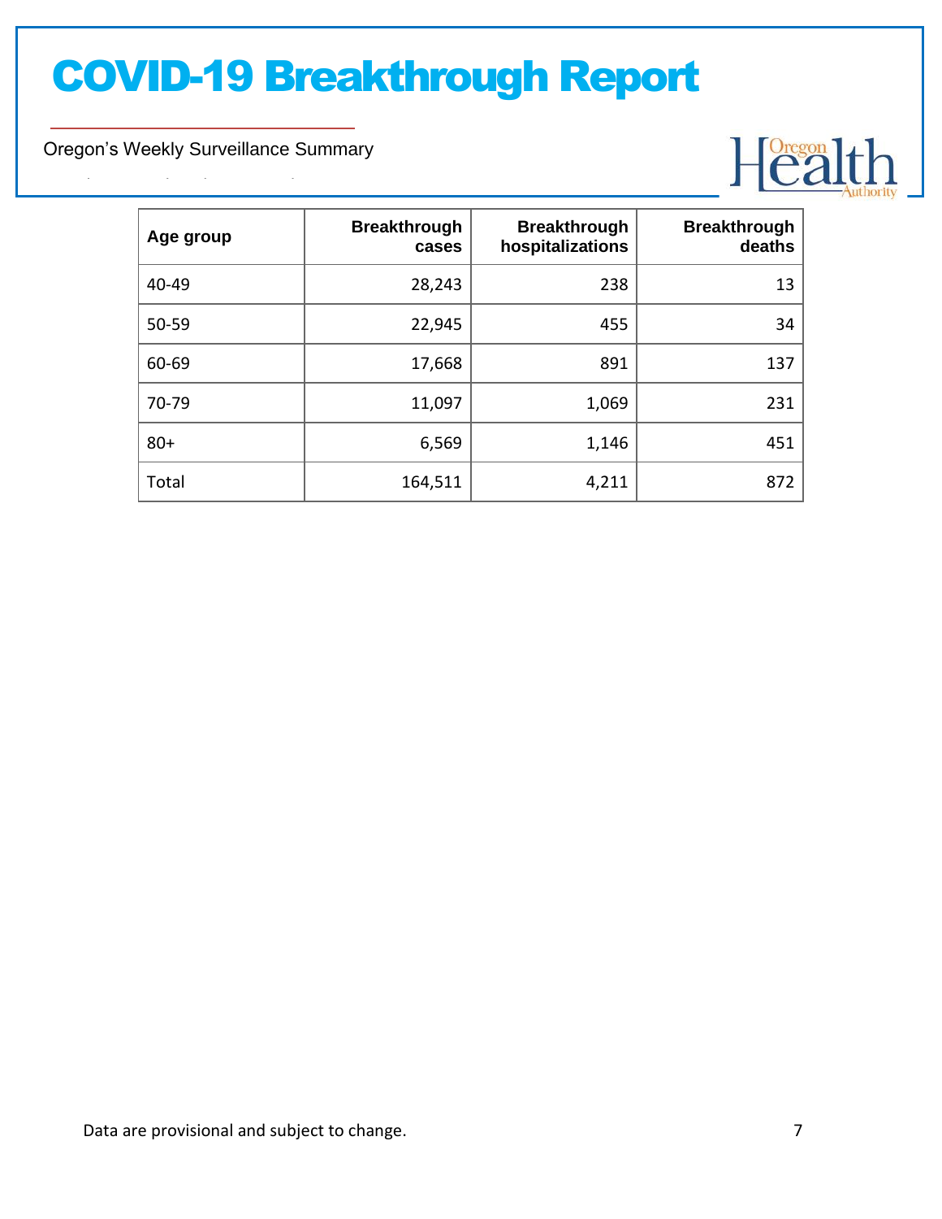| Age group | Breakthrough cases | Breakthrough hospitalizations | Breakthrough deaths |
|---|---|---|---|
| 40-49 | 28,243 | 238 | 13 |
| 50-59 | 22,945 | 455 | 34 |
| 60-69 | 17,668 | 891 | 137 |
| 70-79 | 11,097 | 1,069 | 231 |
| 80+ | 6,569 | 1,146 | 451 |
| Total | 164,511 | 4,211 | 872 |

Data are provisional and subject to change.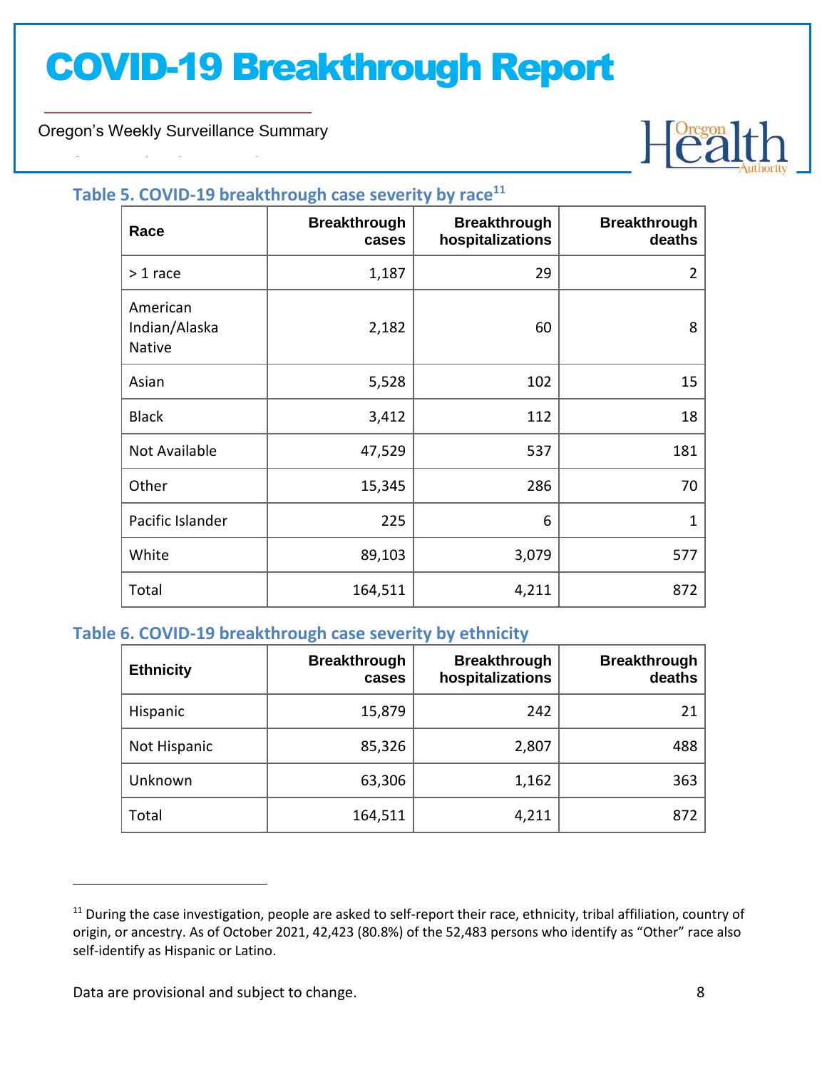### Table 5. COVID-19 breakthrough case severity by race[11]

| Race | Breakthrough cases | Breakthrough hospitalizations | Breakthrough deaths |
|---|---|---|---|
| > 1 race | 1,187 | 29 | 2 |
| American Indian/Alaska Native | 2,182 | 60 | 8 |
| Asian | 5,528 | 102 | 15 |
| Black | 3,412 | 112 | 18 |
| Not Available | 47,529 | 537 | 181 |
| Other | 15,345 | 286 | 70 |
| Pacific Islander | 225 | 6 | 1 |
| White | 89,103 | 3,079 | 577 |
| Total | 164,511 | 4,211 | 872 |

### Table 6. COVID-19 breakthrough case severity by ethnicity

| Ethnicity | Breakthrough cases | Breakthrough hospitalizations | Breakthrough deaths |
|---|---|---|---|
| Hispanic | 15,879 | 242 | 21 |
| Not Hispanic | 85,326 | 2,807 | 488 |
| Unknown | 63,306 | 1,162 | 363 |
| Total | 164,511 | 4,211 | 872 |

[11] During the case investigation, people are asked to self-report their race, ethnicity, tribal affiliation, country of origin, or ancestry. As of October 2021, 42,423 (80.8%) of the 52,483 persons who identify as "Other" race also self-identify as Hispanic or Latino.

Data are provisional and subject to change.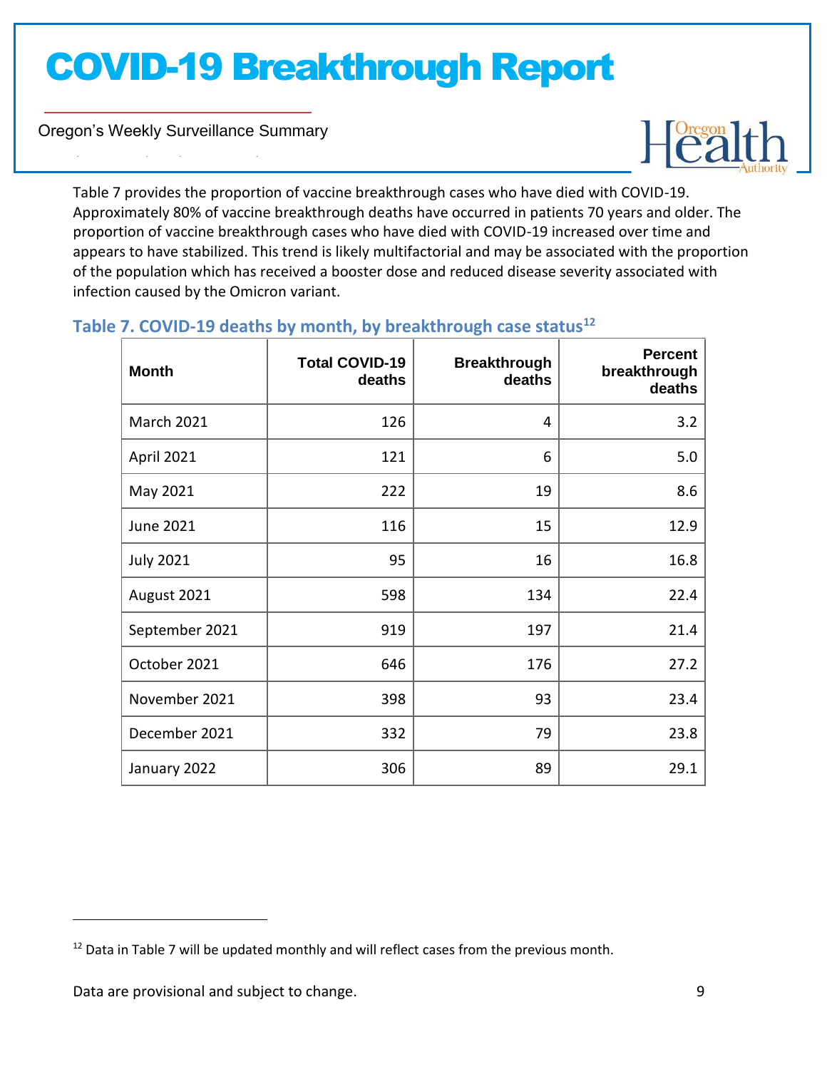Table 7 provides the proportion of vaccine breakthrough cases who have died with COVID-19. Approximately 80% of vaccine breakthrough deaths have occurred in patients 70 years and older. The proportion of vaccine breakthrough cases who have died with COVID-19 increased over time and appears to have stabilized. This trend is likely multifactorial and may be associated with the proportion of the population which has received a booster dose and reduced disease severity associated with infection caused by the Omicron variant.

### Table 7. COVID-19 deaths by month, by breakthrough case status[12]

| Month | Total COVID-19 deaths | Breakthrough deaths | Percent breakthrough deaths |
|---|---|---|---|
| March 2021 | 126 | 4 | 3.2 |
| April 2021 | 121 | 6 | 5.0 |
| May 2021 | 222 | 19 | 8.6 |
| June 2021 | 116 | 15 | 12.9 |
| July 2021 | 95 | 16 | 16.8 |
| August 2021 | 598 | 134 | 22.4 |
| September 2021 | 919 | 197 | 21.4 |
| October 2021 | 646 | 176 | 27.2 |
| November 2021 | 398 | 93 | 23.4 |
| December 2021 | 332 | 79 | 23.8 |
| January 2022 | 306 | 89 | 29.1 |

[12] Data in Table 7 will be updated monthly and will reflect cases from the previous month.

Data are provisional and subject to change.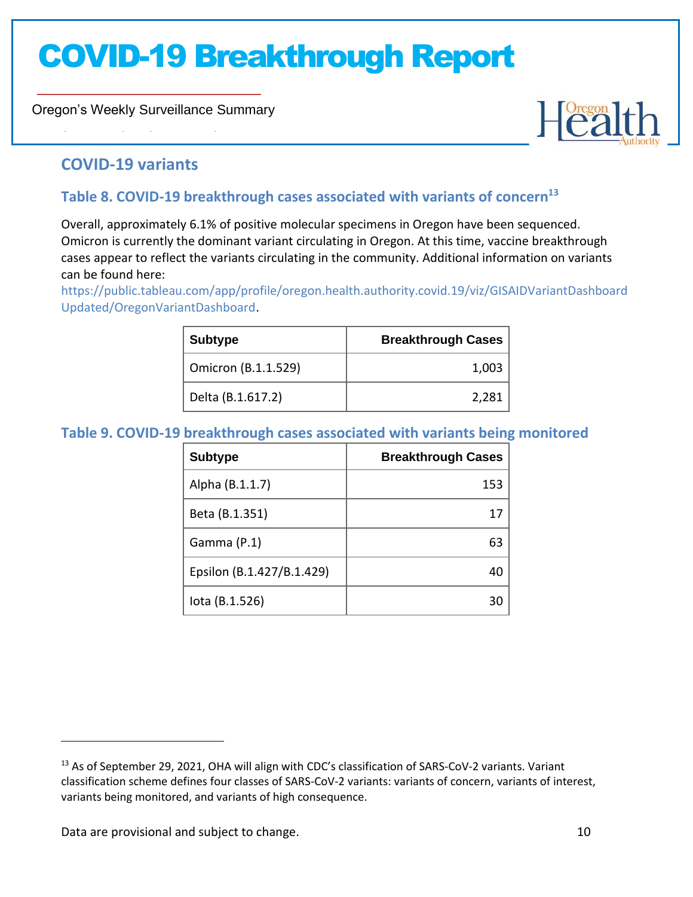## COVID-19 variants

### Table 8. COVID-19 breakthrough cases associated with variants of concern[13]

Overall, approximately 6.1% of positive molecular specimens in Oregon have been sequenced. Omicron is currently the dominant variant circulating in Oregon. At this time, vaccine breakthrough cases appear to reflect the variants circulating in the community. Additional information on variants can be found here: https://public.tableau.com/app/profile/oregon.health.authority.covid.19/viz/GISAIDVariantDashboardUpdated/OregonVariantDashboard.

| Subtype | Breakthrough Cases |
|---|---:|
| Omicron (B.1.1.529) | 1,003 |
| Delta (B.1.617.2) | 2,281 |

### Table 9. COVID-19 breakthrough cases associated with variants being monitored

| Subtype | Breakthrough Cases |
|---|---:|
| Alpha (B.1.1.7) | 153 |
| Beta (B.1.351) | 17 |
| Gamma (P.1) | 63 |
| Epsilon (B.1.427/B.1.429) | 40 |
| Iota (B.1.526) | 30 |

[13] As of September 29, 2021, OHA will align with CDC's classification of SARS-CoV-2 variants. Variant classification scheme defines four classes of SARS-CoV-2 variants: variants of concern, variants of interest, variants being monitored, and variants of high consequence.

Data are provisional and subject to change.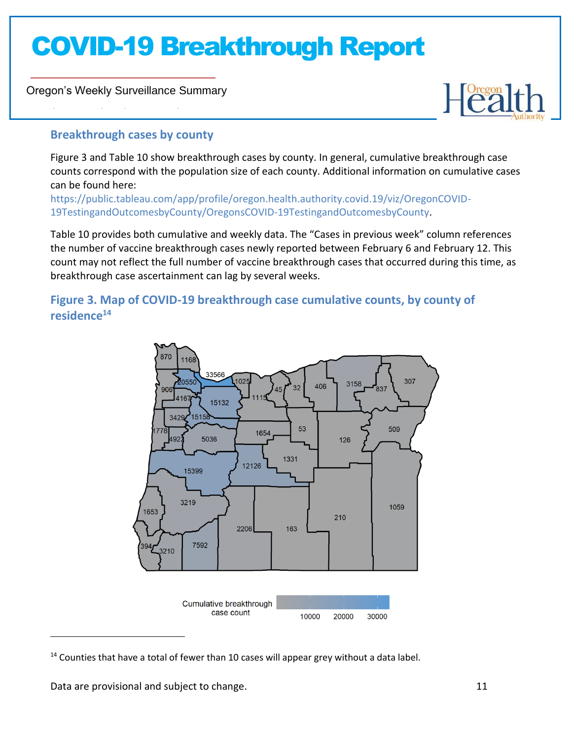## Breakthrough cases by county

Figure 3 and Table 10 show breakthrough cases by county. In general, cumulative breakthrough case counts correspond with the population size of each county. Additional information on cumulative cases can be found here: https://public.tableau.com/app/profile/oregon.health.authority.covid.19/viz/OregonCOVID-19TestingandOutcomesbyCounty/OregonsCOVID-19TestingandOutcomesbyCounty.

Table 10 provides both cumulative and weekly data. The "Cases in previous week" column references the number of vaccine breakthrough cases newly reported between February 6 and February 12. This count may not reflect the full number of vaccine breakthrough cases that occurred during this time, as breakthrough case ascertainment can lag by several weeks.

### Figure 3. Map of COVID-19 breakthrough case cumulative counts, by county of residence[14]

[14] Counties that have a total of fewer than 10 cases will appear grey without a data label.

Data are provisional and subject to change.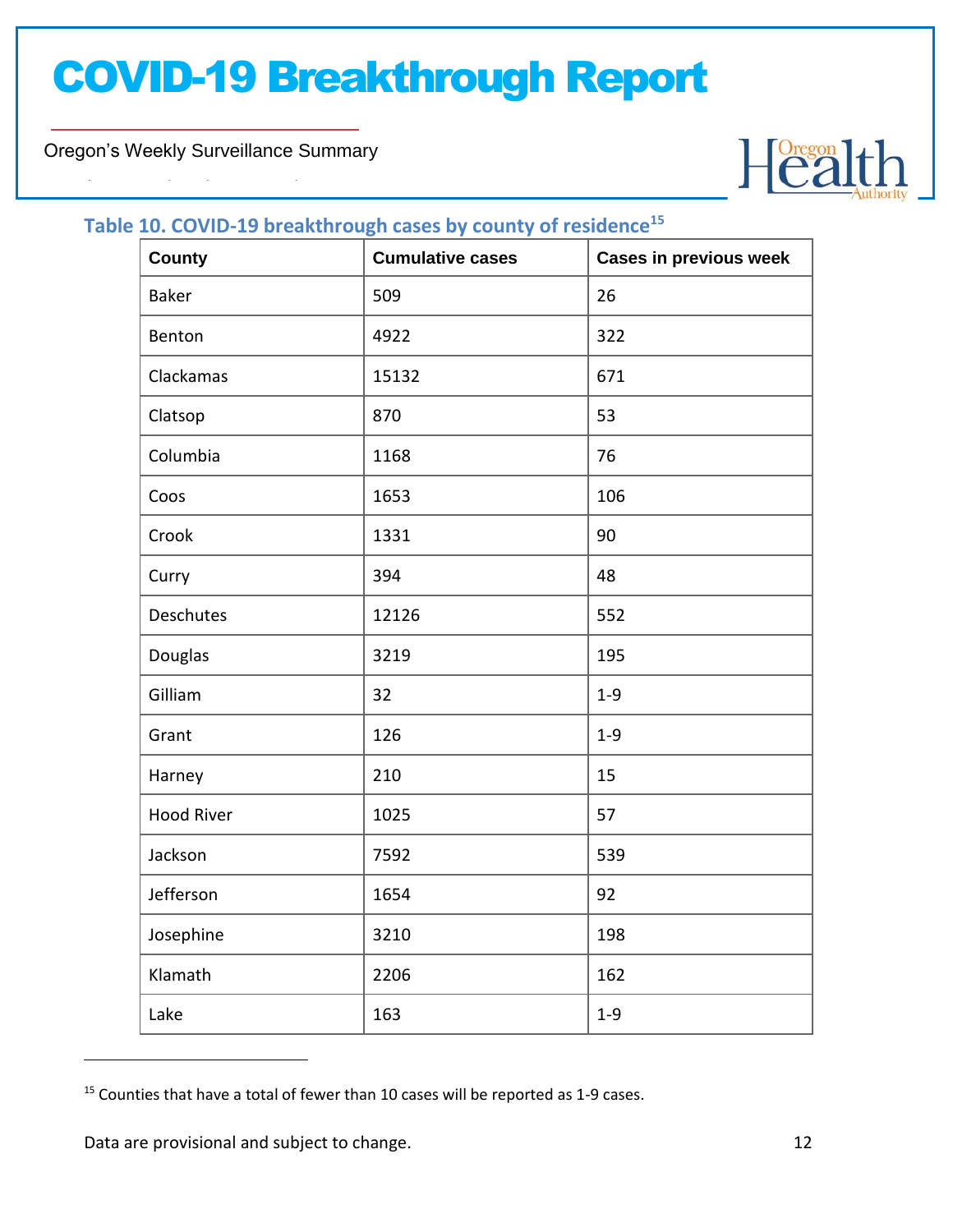**Table 10. COVID-19 breakthrough cases by county of residence**[15]

| County | Cumulative cases | Cases in previous week |
|---|---|---|
| Baker | 509 | 26 |
| Benton | 4922 | 322 |
| Clackamas | 15132 | 671 |
| Clatsop | 870 | 53 |
| Columbia | 1168 | 76 |
| Coos | 1653 | 106 |
| Crook | 1331 | 90 |
| Curry | 394 | 48 |
| Deschutes | 12126 | 552 |
| Douglas | 3219 | 195 |
| Gilliam | 32 | 1-9 |
| Grant | 126 | 1-9 |
| Harney | 210 | 15 |
| Hood River | 1025 | 57 |
| Jackson | 7592 | 539 |
| Jefferson | 1654 | 92 |
| Josephine | 3210 | 198 |
| Klamath | 2206 | 162 |
| Lake | 163 | 1-9 |

[15] Counties that have a total of fewer than 10 cases will be reported as 1-9 cases.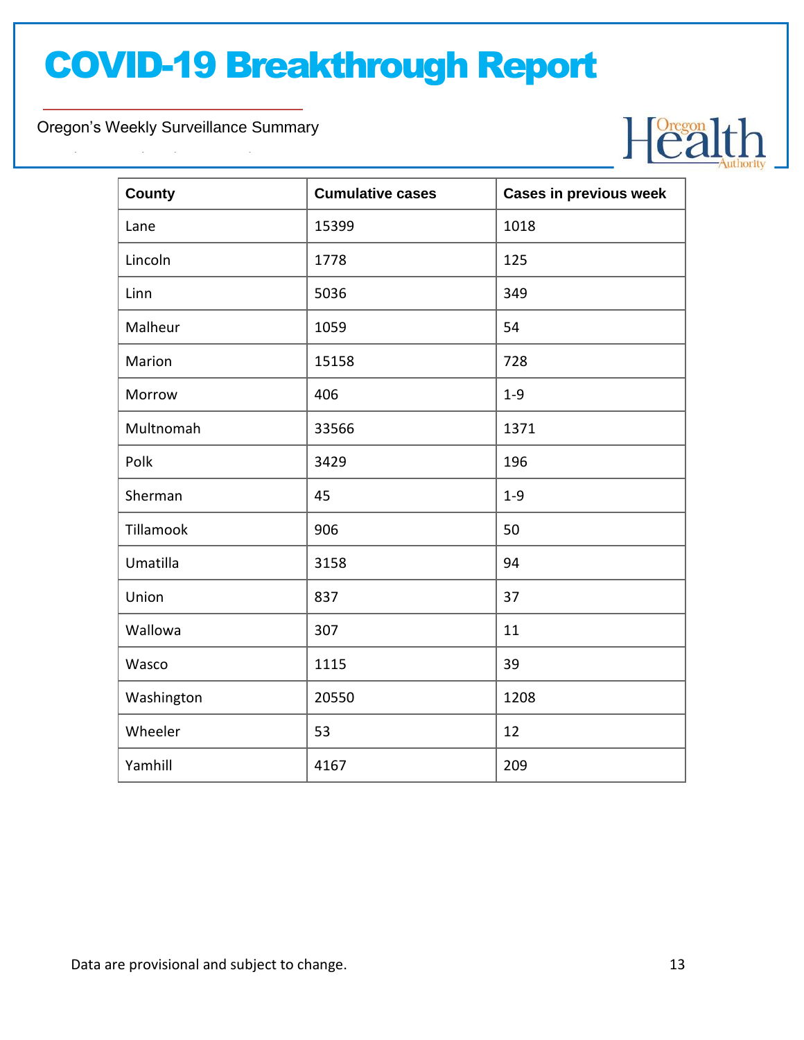| County | Cumulative cases | Cases in previous week |
|---|---|---|
| Lane | 15399 | 1018 |
| Lincoln | 1778 | 125 |
| Linn | 5036 | 349 |
| Malheur | 1059 | 54 |
| Marion | 15158 | 728 |
| Morrow | 406 | 1-9 |
| Multnomah | 33566 | 1371 |
| Polk | 3429 | 196 |
| Sherman | 45 | 1-9 |
| Tillamook | 906 | 50 |
| Umatilla | 3158 | 94 |
| Union | 837 | 37 |
| Wallowa | 307 | 11 |
| Wasco | 1115 | 39 |
| Washington | 20550 | 1208 |
| Wheeler | 53 | 12 |
| Yamhill | 4167 | 209 |